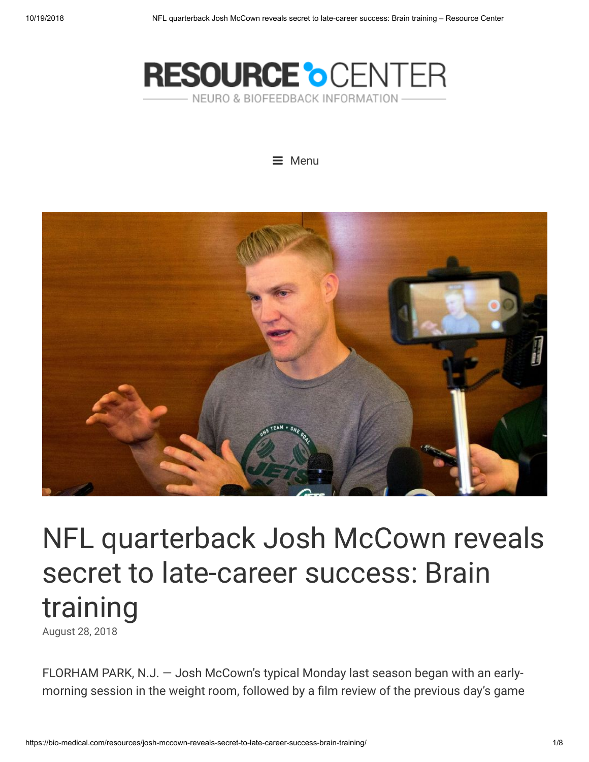RESOURCE CENTER

NEURO & BIOFEEDBACK INFORMATION

Menu

# NFL quarterback Josh McCown reveals secret to late-career success: Brain training

August 28, 2018

FLORHAM PARK, N.J. — Josh McCown's typical Monday last season began with an early-morning session in the weight room, followed by a film review of the previous day's game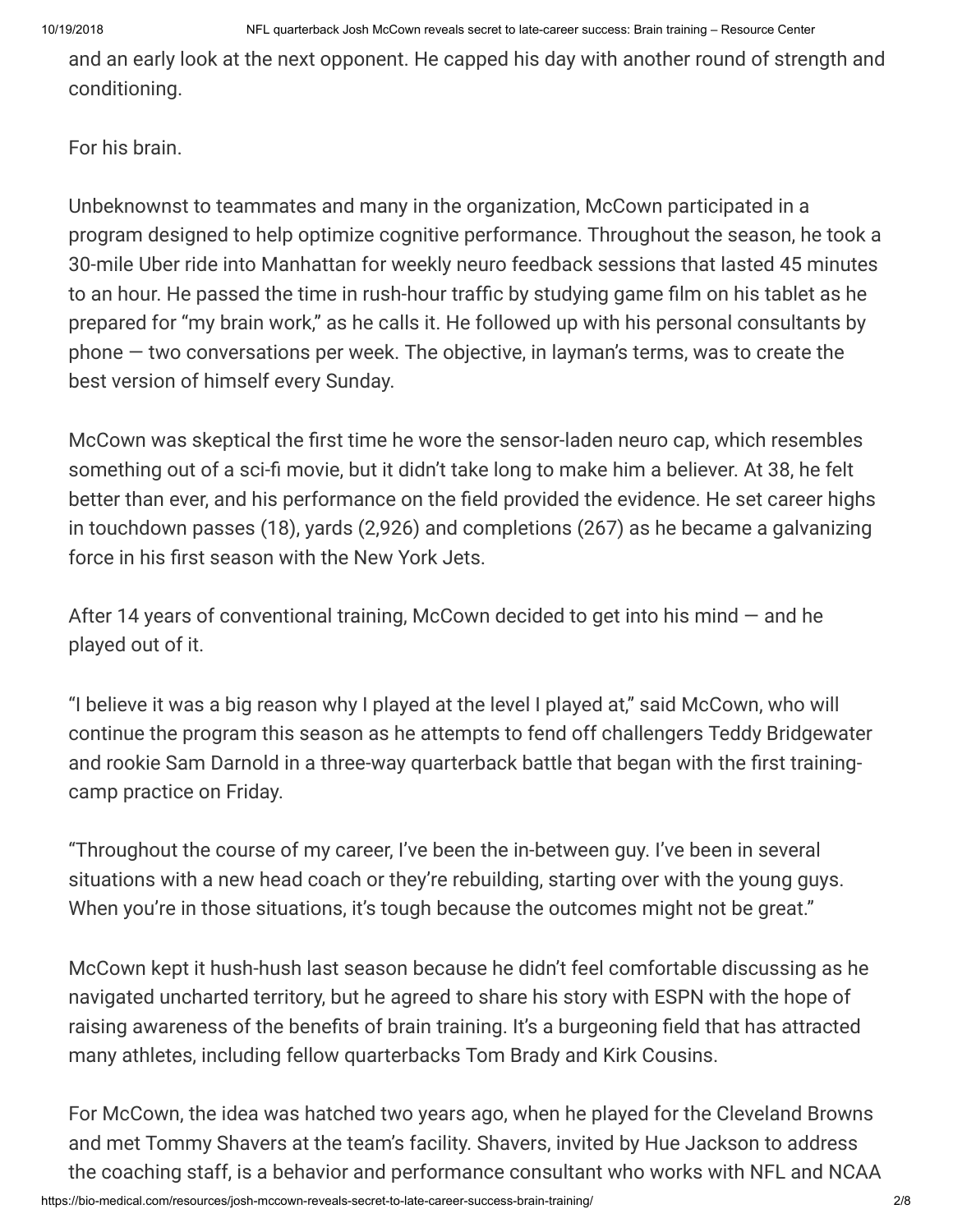and an early look at the next opponent. He capped his day with another round of strength and conditioning.

For his brain.

Unbeknownst to teammates and many in the organization, McCown participated in a program designed to help optimize cognitive performance. Throughout the season, he took a 30-mile Uber ride into Manhattan for weekly neuro feedback sessions that lasted 45 minutes to an hour. He passed the time in rush-hour traffic by studying game film on his tablet as he prepared for "my brain work," as he calls it. He followed up with his personal consultants by phone — two conversations per week. The objective, in layman's terms, was to create the best version of himself every Sunday.

McCown was skeptical the first time he wore the sensor-laden neuro cap, which resembles something out of a sci-fi movie, but it didn't take long to make him a believer. At 38, he felt better than ever, and his performance on the field provided the evidence. He set career highs in touchdown passes (18), yards (2,926) and completions (267) as he became a galvanizing force in his first season with the New York Jets.

After 14 years of conventional training, McCown decided to get into his mind — and he played out of it.

"I believe it was a big reason why I played at the level I played at," said McCown, who will continue the program this season as he attempts to fend off challengers Teddy Bridgewater and rookie Sam Darnold in a three-way quarterback battle that began with the first training-camp practice on Friday.

"Throughout the course of my career, I've been the in-between guy. I've been in several situations with a new head coach or they're rebuilding, starting over with the young guys. When you're in those situations, it's tough because the outcomes might not be great."

McCown kept it hush-hush last season because he didn't feel comfortable discussing as he navigated uncharted territory, but he agreed to share his story with ESPN with the hope of raising awareness of the benefits of brain training. It's a burgeoning field that has attracted many athletes, including fellow quarterbacks Tom Brady and Kirk Cousins.

For McCown, the idea was hatched two years ago, when he played for the Cleveland Browns and met Tommy Shavers at the team's facility. Shavers, invited by Hue Jackson to address the coaching staff, is a behavior and performance consultant who works with NFL and NCAA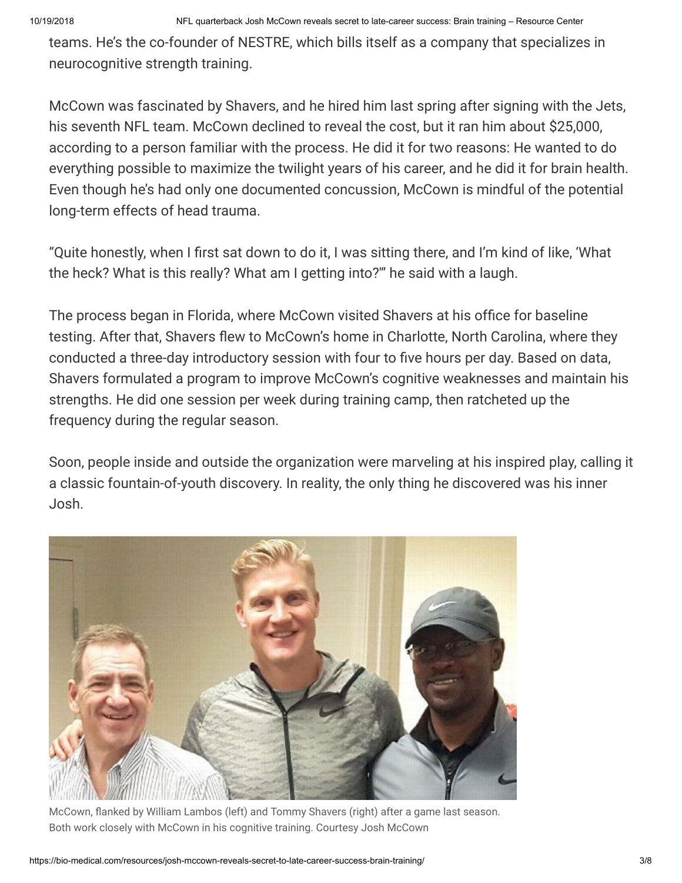teams. He's the co-founder of NESTRE, which bills itself as a company that specializes in neurocognitive strength training.

McCown was fascinated by Shavers, and he hired him last spring after signing with the Jets, his seventh NFL team. McCown declined to reveal the cost, but it ran him about $25,000, according to a person familiar with the process. He did it for two reasons: He wanted to do everything possible to maximize the twilight years of his career, and he did it for brain health. Even though he's had only one documented concussion, McCown is mindful of the potential long-term effects of head trauma.

"Quite honestly, when I first sat down to do it, I was sitting there, and I'm kind of like, 'What the heck? What is this really? What am I getting into?'" he said with a laugh.

The process began in Florida, where McCown visited Shavers at his office for baseline testing. After that, Shavers flew to McCown's home in Charlotte, North Carolina, where they conducted a three-day introductory session with four to five hours per day. Based on data, Shavers formulated a program to improve McCown's cognitive weaknesses and maintain his strengths. He did one session per week during training camp, then ratcheted up the frequency during the regular season.

Soon, people inside and outside the organization were marveling at his inspired play, calling it a classic fountain-of-youth discovery. In reality, the only thing he discovered was his inner Josh.

McCown, flanked by William Lambos (left) and Tommy Shavers (right) after a game last season. Both work closely with McCown in his cognitive training. Courtesy Josh McCown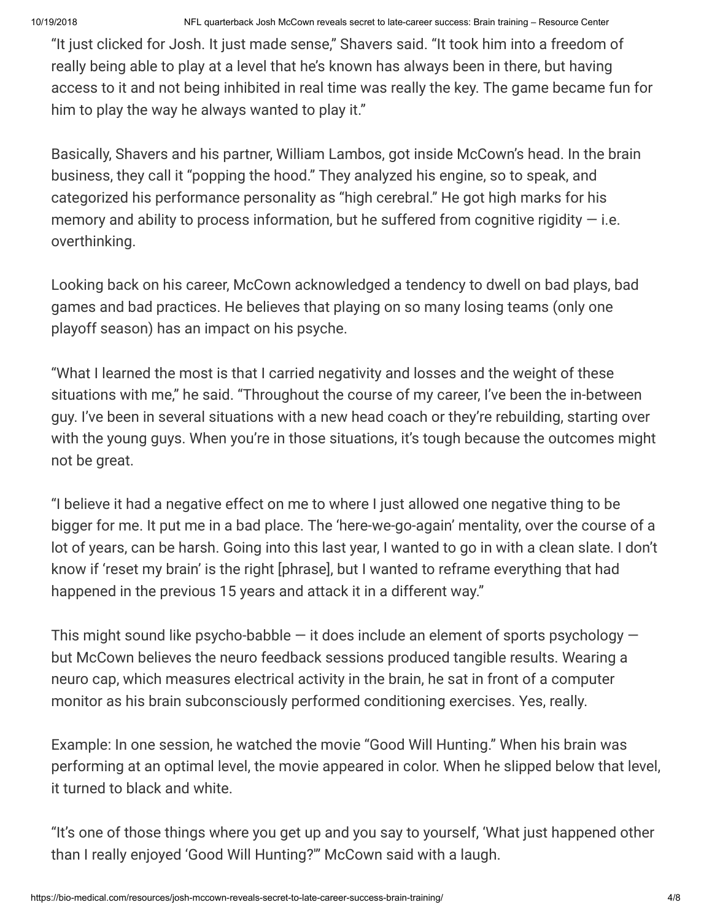"It just clicked for Josh. It just made sense," Shavers said. "It took him into a freedom of really being able to play at a level that he's known has always been in there, but having access to it and not being inhibited in real time was really the key. The game became fun for him to play the way he always wanted to play it."

Basically, Shavers and his partner, William Lambos, got inside McCown's head. In the brain business, they call it "popping the hood." They analyzed his engine, so to speak, and categorized his performance personality as "high cerebral." He got high marks for his memory and ability to process information, but he suffered from cognitive rigidity — i.e. overthinking.

Looking back on his career, McCown acknowledged a tendency to dwell on bad plays, bad games and bad practices. He believes that playing on so many losing teams (only one playoff season) has an impact on his psyche.

"What I learned the most is that I carried negativity and losses and the weight of these situations with me," he said. "Throughout the course of my career, I've been the in-between guy. I've been in several situations with a new head coach or they're rebuilding, starting over with the young guys. When you're in those situations, it's tough because the outcomes might not be great.

"I believe it had a negative effect on me to where I just allowed one negative thing to be bigger for me. It put me in a bad place. The 'here-we-go-again' mentality, over the course of a lot of years, can be harsh. Going into this last year, I wanted to go in with a clean slate. I don't know if 'reset my brain' is the right [phrase], but I wanted to reframe everything that had happened in the previous 15 years and attack it in a different way."

This might sound like psycho-babble — it does include an element of sports psychology — but McCown believes the neuro feedback sessions produced tangible results. Wearing a neuro cap, which measures electrical activity in the brain, he sat in front of a computer monitor as his brain subconsciously performed conditioning exercises. Yes, really.

Example: In one session, he watched the movie "Good Will Hunting." When his brain was performing at an optimal level, the movie appeared in color. When he slipped below that level, it turned to black and white.

"It's one of those things where you get up and you say to yourself, 'What just happened other than I really enjoyed 'Good Will Hunting?'" McCown said with a laugh.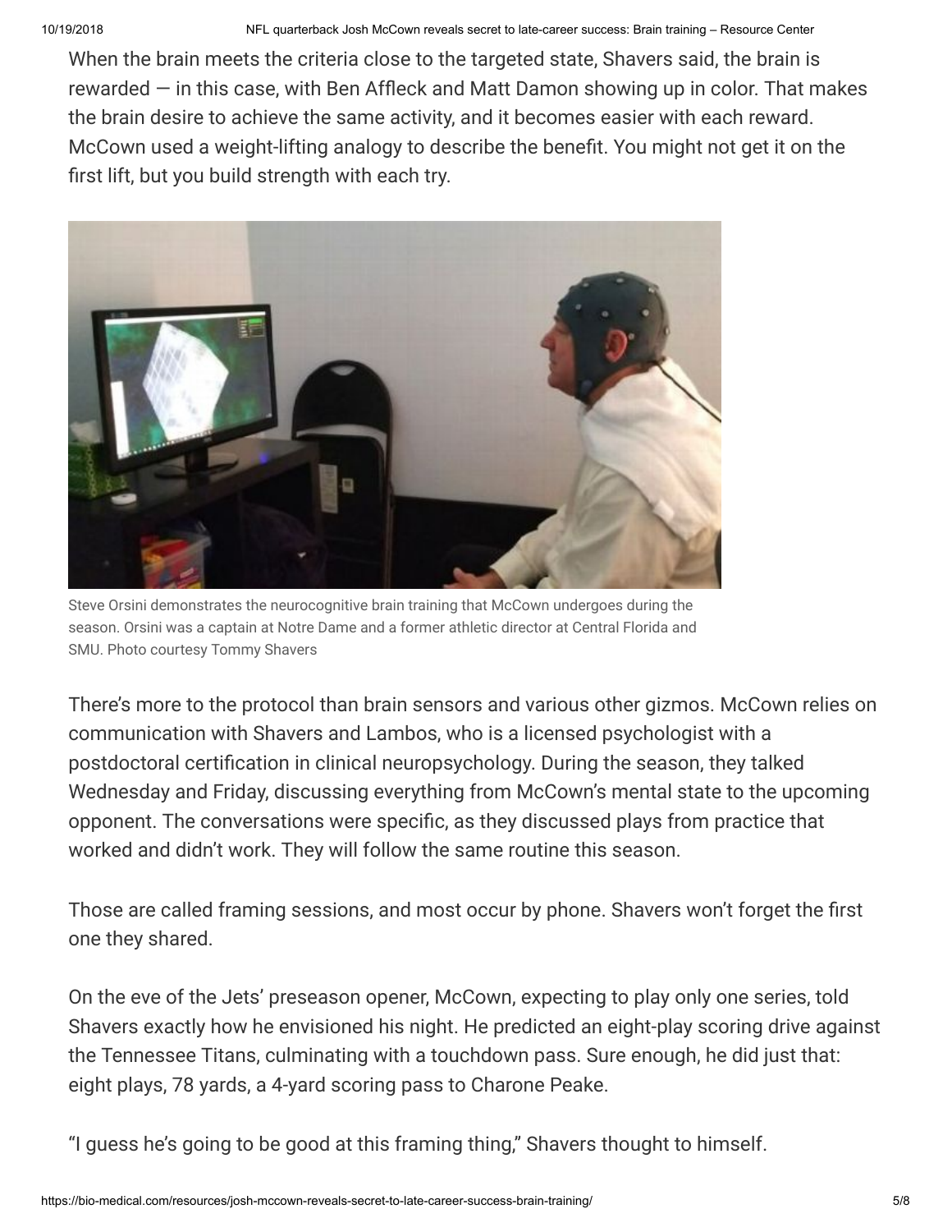When the brain meets the criteria close to the targeted state, Shavers said, the brain is rewarded — in this case, with Ben Affleck and Matt Damon showing up in color. That makes the brain desire to achieve the same activity, and it becomes easier with each reward. McCown used a weight-lifting analogy to describe the benefit. You might not get it on the first lift, but you build strength with each try.

Steve Orsini demonstrates the neurocognitive brain training that McCown undergoes during the season. Orsini was a captain at Notre Dame and a former athletic director at Central Florida and SMU. Photo courtesy Tommy Shavers

There's more to the protocol than brain sensors and various other gizmos. McCown relies on communication with Shavers and Lambos, who is a licensed psychologist with a postdoctoral certification in clinical neuropsychology. During the season, they talked Wednesday and Friday, discussing everything from McCown's mental state to the upcoming opponent. The conversations were specific, as they discussed plays from practice that worked and didn't work. They will follow the same routine this season.

Those are called framing sessions, and most occur by phone. Shavers won't forget the first one they shared.

On the eve of the Jets' preseason opener, McCown, expecting to play only one series, told Shavers exactly how he envisioned his night. He predicted an eight-play scoring drive against the Tennessee Titans, culminating with a touchdown pass. Sure enough, he did just that: eight plays, 78 yards, a 4-yard scoring pass to Charone Peake.

"I guess he's going to be good at this framing thing," Shavers thought to himself.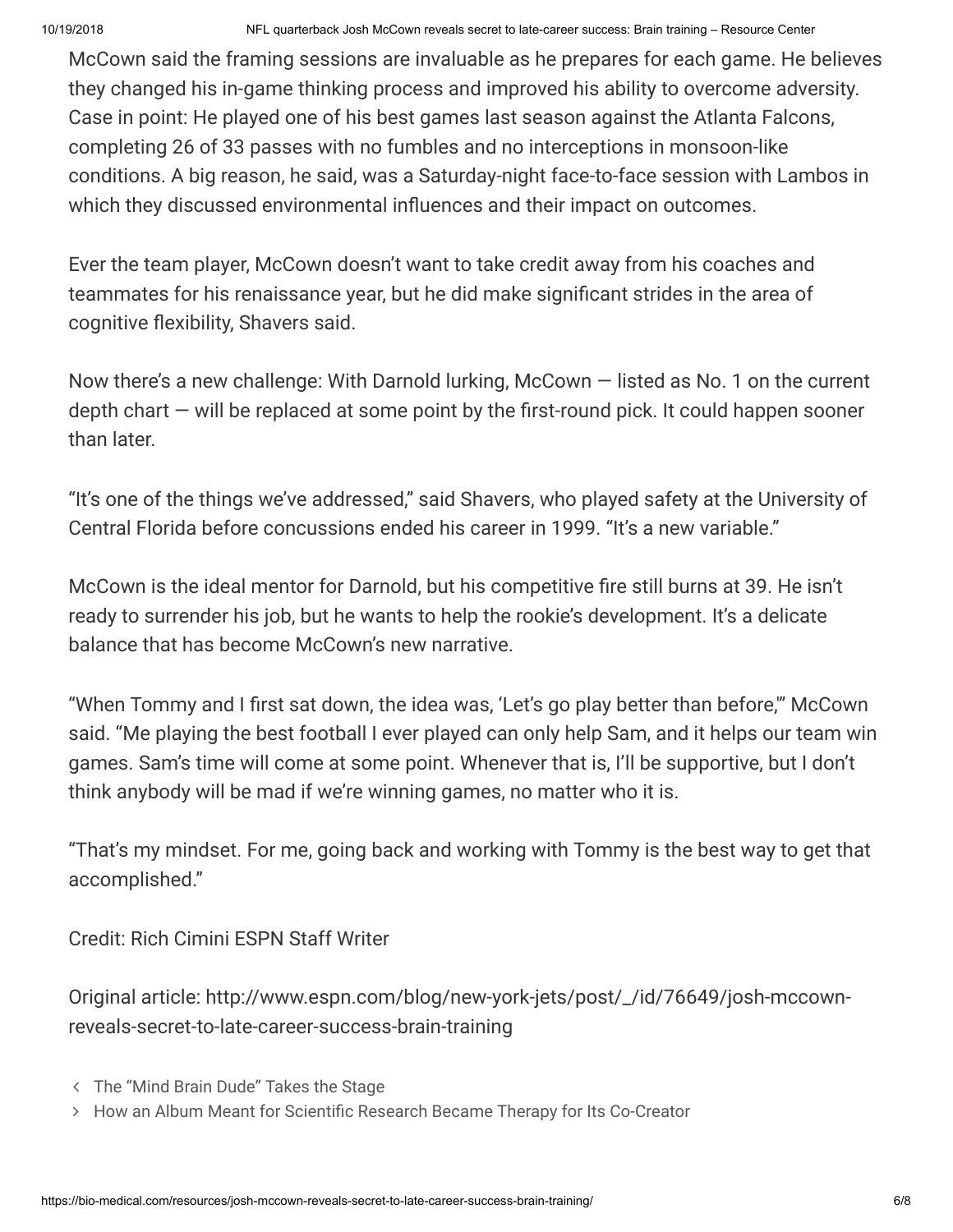McCown said the framing sessions are invaluable as he prepares for each game. He believes they changed his in-game thinking process and improved his ability to overcome adversity. Case in point: He played one of his best games last season against the Atlanta Falcons, completing 26 of 33 passes with no fumbles and no interceptions in monsoon-like conditions. A big reason, he said, was a Saturday-night face-to-face session with Lambos in which they discussed environmental influences and their impact on outcomes.

Ever the team player, McCown doesn't want to take credit away from his coaches and teammates for his renaissance year, but he did make significant strides in the area of cognitive flexibility, Shavers said.

Now there's a new challenge: With Darnold lurking, McCown — listed as No. 1 on the current depth chart — will be replaced at some point by the first-round pick. It could happen sooner than later.

"It's one of the things we've addressed," said Shavers, who played safety at the University of Central Florida before concussions ended his career in 1999. "It's a new variable."

McCown is the ideal mentor for Darnold, but his competitive fire still burns at 39. He isn't ready to surrender his job, but he wants to help the rookie's development. It's a delicate balance that has become McCown's new narrative.

"When Tommy and I first sat down, the idea was, 'Let's go play better than before,'" McCown said. "Me playing the best football I ever played can only help Sam, and it helps our team win games. Sam's time will come at some point. Whenever that is, I'll be supportive, but I don't think anybody will be mad if we're winning games, no matter who it is.

"That's my mindset. For me, going back and working with Tommy is the best way to get that accomplished."

Credit: Rich Cimini ESPN Staff Writer

Original article: http://www.espn.com/blog/new-york-jets/post/_/id/76649/josh-mccown-reveals-secret-to-late-career-success-brain-training

‹ The "Mind Brain Dude" Takes the Stage

› How an Album Meant for Scientific Research Became Therapy for Its Co-Creator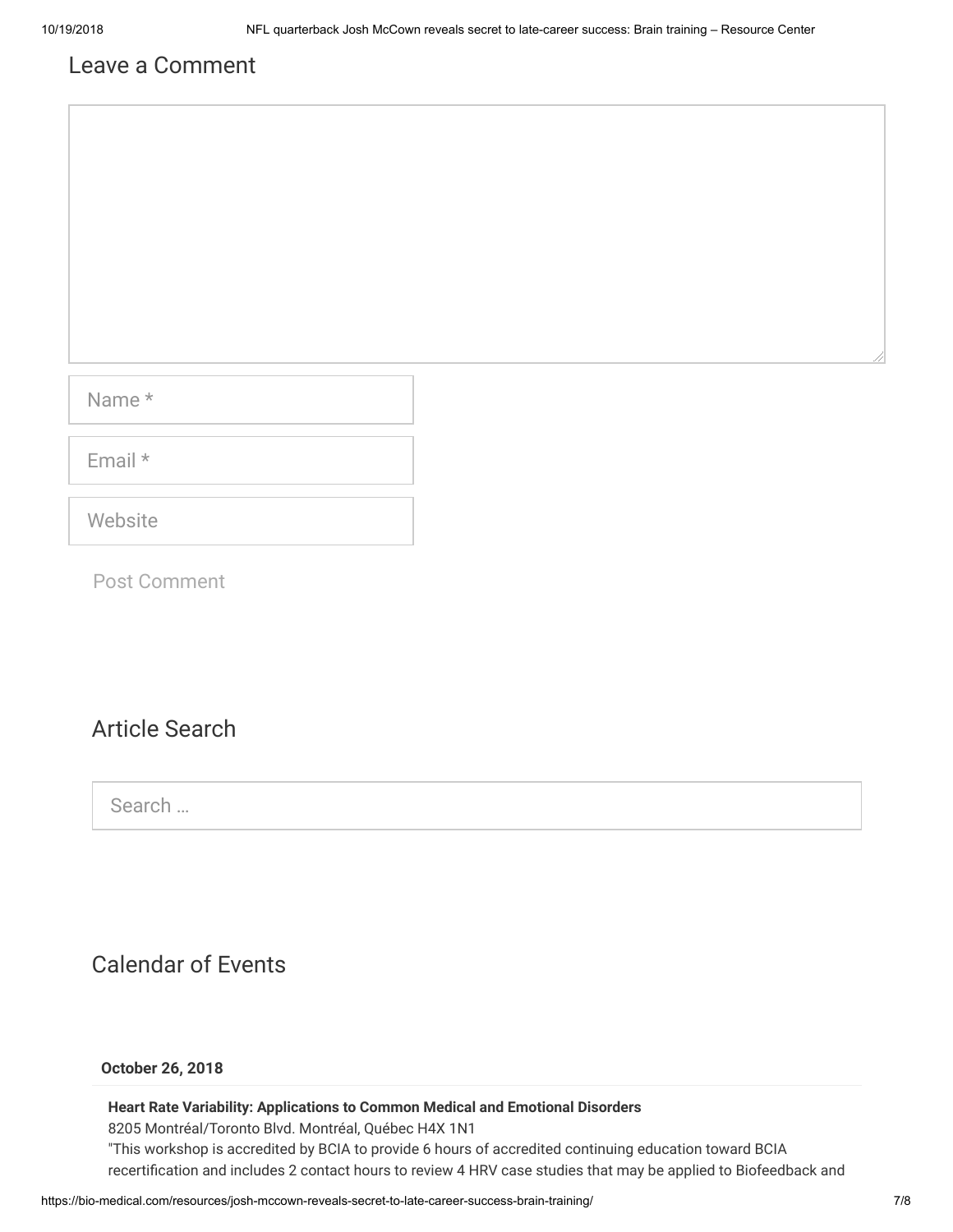## Leave a Comment

Name *

Email *

Website

Post Comment

## Article Search

Search …

## Calendar of Events

**October 26, 2018**

**Heart Rate Variability: Applications to Common Medical and Emotional Disorders**
8205 Montréal/Toronto Blvd. Montréal, Québec H4X 1N1
"This workshop is accredited by BCIA to provide 6 hours of accredited continuing education toward BCIA recertification and includes 2 contact hours to review 4 HRV case studies that may be applied to Biofeedback and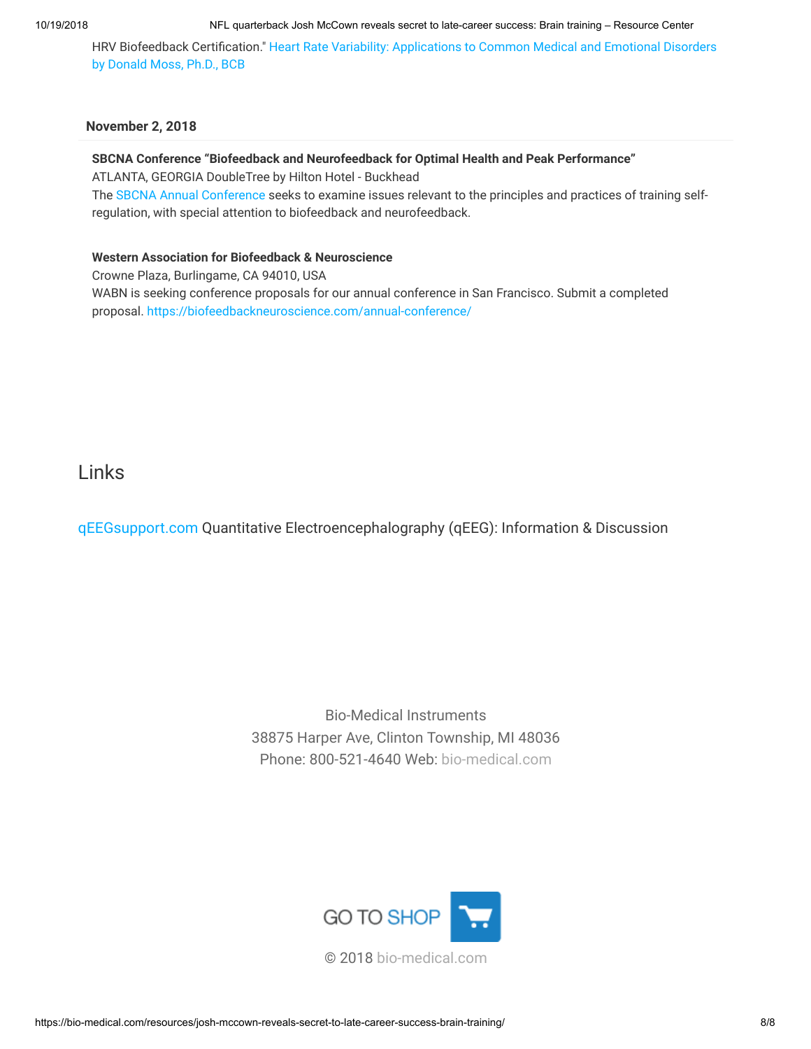HRV Biofeedback Certification." Heart Rate Variability: Applications to Common Medical and Emotional Disorders by Donald Moss, Ph.D., BCB

**November 2, 2018**

**SBCNA Conference "Biofeedback and Neurofeedback for Optimal Health and Peak Performance"**
ATLANTA, GEORGIA DoubleTree by Hilton Hotel - Buckhead
The SBCNA Annual Conference seeks to examine issues relevant to the principles and practices of training self-regulation, with special attention to biofeedback and neurofeedback.

**Western Association for Biofeedback & Neuroscience**
Crowne Plaza, Burlingame, CA 94010, USA
WABN is seeking conference proposals for our annual conference in San Francisco. Submit a completed proposal. https://biofeedbackneuroscience.com/annual-conference/

## Links

qEEGsupport.com Quantitative Electroencephalography (qEEG): Information & Discussion

Bio-Medical Instruments
38875 Harper Ave, Clinton Township, MI 48036
Phone: 800-521-4640 Web: bio-medical.com

GO TO SHOP

© 2018 bio-medical.com